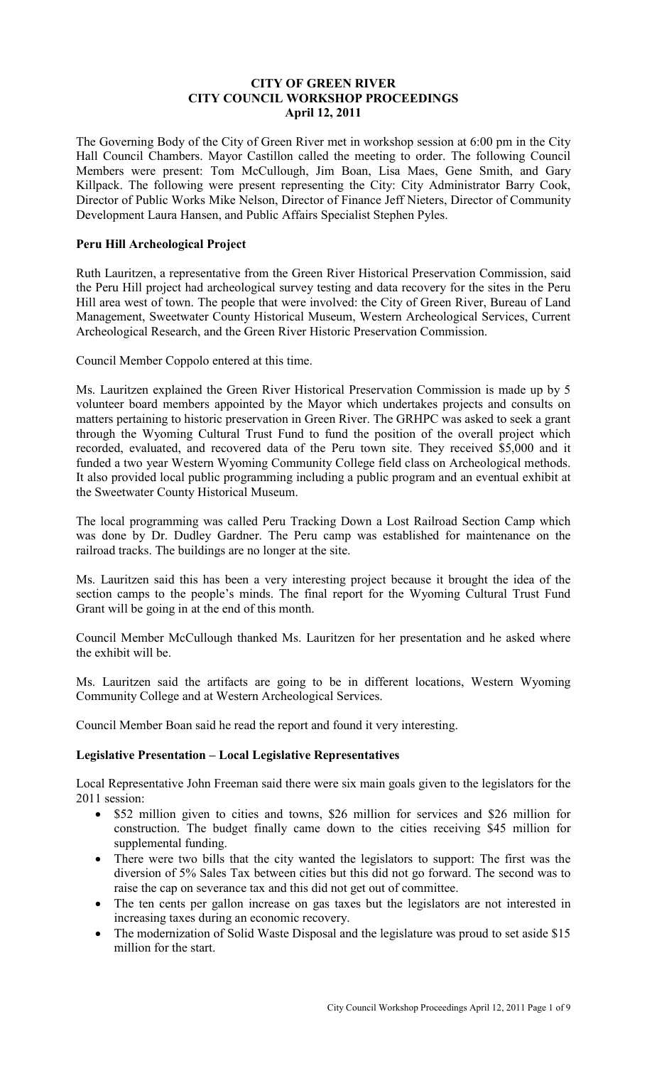# CITY OF GREEN RIVER
## CITY COUNCIL WORKSHOP PROCEEDINGS
### April 12, 2011

The Governing Body of the City of Green River met in workshop session at 6:00 pm in the City Hall Council Chambers. Mayor Castillon called the meeting to order. The following Council Members were present: Tom McCullough, Jim Boan, Lisa Maes, Gene Smith, and Gary Killpack. The following were present representing the City: City Administrator Barry Cook, Director of Public Works Mike Nelson, Director of Finance Jeff Nieters, Director of Community Development Laura Hansen, and Public Affairs Specialist Stephen Pyles.

**Peru Hill Archeological Project**

Ruth Lauritzen, a representative from the Green River Historical Preservation Commission, said the Peru Hill project had archeological survey testing and data recovery for the sites in the Peru Hill area west of town. The people that were involved: the City of Green River, Bureau of Land Management, Sweetwater County Historical Museum, Western Archeological Services, Current Archeological Research, and the Green River Historic Preservation Commission.

Council Member Coppolo entered at this time.

Ms. Lauritzen explained the Green River Historical Preservation Commission is made up by 5 volunteer board members appointed by the Mayor which undertakes projects and consults on matters pertaining to historic preservation in Green River. The GRHPC was asked to seek a grant through the Wyoming Cultural Trust Fund to fund the position of the overall project which recorded, evaluated, and recovered data of the Peru town site. They received $5,000 and it funded a two year Western Wyoming Community College field class on Archeological methods. It also provided local public programming including a public program and an eventual exhibit at the Sweetwater County Historical Museum.

The local programming was called Peru Tracking Down a Lost Railroad Section Camp which was done by Dr. Dudley Gardner. The Peru camp was established for maintenance on the railroad tracks. The buildings are no longer at the site.

Ms. Lauritzen said this has been a very interesting project because it brought the idea of the section camps to the people's minds. The final report for the Wyoming Cultural Trust Fund Grant will be going in at the end of this month.

Council Member McCullough thanked Ms. Lauritzen for her presentation and he asked where the exhibit will be.

Ms. Lauritzen said the artifacts are going to be in different locations, Western Wyoming Community College and at Western Archeological Services.

Council Member Boan said he read the report and found it very interesting.

**Legislative Presentation – Local Legislative Representatives**

Local Representative John Freeman said there were six main goals given to the legislators for the 2011 session:

- $52 million given to cities and towns, $26 million for services and $26 million for construction. The budget finally came down to the cities receiving $45 million for supplemental funding.
- There were two bills that the city wanted the legislators to support: The first was the diversion of 5% Sales Tax between cities but this did not go forward. The second was to raise the cap on severance tax and this did not get out of committee.
- The ten cents per gallon increase on gas taxes but the legislators are not interested in increasing taxes during an economic recovery.
- The modernization of Solid Waste Disposal and the legislature was proud to set aside $15 million for the start.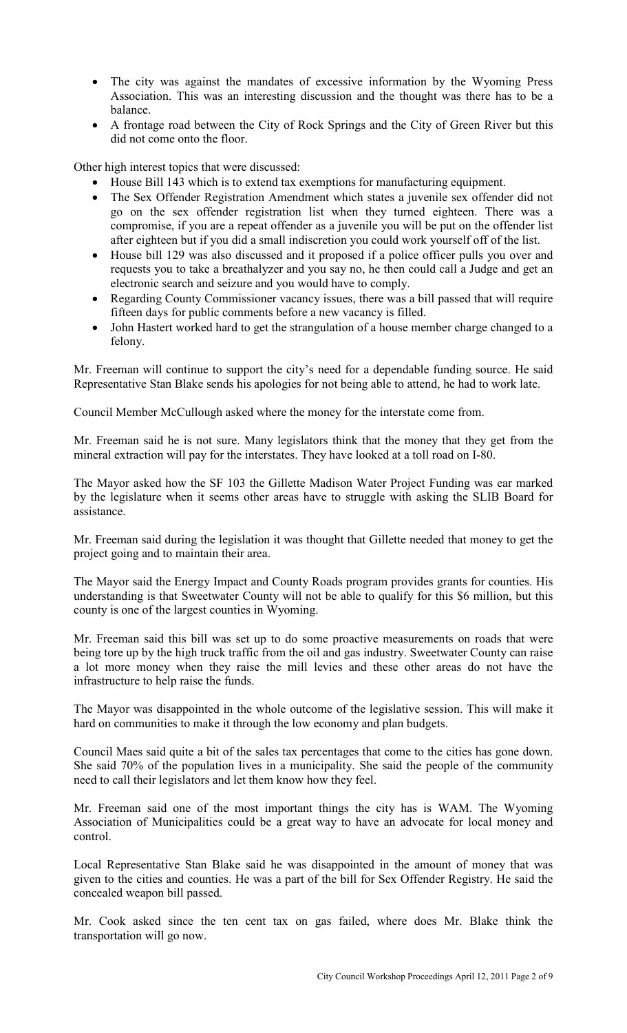- The city was against the mandates of excessive information by the Wyoming Press Association. This was an interesting discussion and the thought was there has to be a balance.
- A frontage road between the City of Rock Springs and the City of Green River but this did not come onto the floor.

Other high interest topics that were discussed:

- House Bill 143 which is to extend tax exemptions for manufacturing equipment.
- The Sex Offender Registration Amendment which states a juvenile sex offender did not go on the sex offender registration list when they turned eighteen. There was a compromise, if you are a repeat offender as a juvenile you will be put on the offender list after eighteen but if you did a small indiscretion you could work yourself off of the list.
- House bill 129 was also discussed and it proposed if a police officer pulls you over and requests you to take a breathalyzer and you say no, he then could call a Judge and get an electronic search and seizure and you would have to comply.
- Regarding County Commissioner vacancy issues, there was a bill passed that will require fifteen days for public comments before a new vacancy is filled.
- John Hastert worked hard to get the strangulation of a house member charge changed to a felony.

Mr. Freeman will continue to support the city's need for a dependable funding source. He said Representative Stan Blake sends his apologies for not being able to attend, he had to work late.

Council Member McCullough asked where the money for the interstate come from.

Mr. Freeman said he is not sure. Many legislators think that the money that they get from the mineral extraction will pay for the interstates. They have looked at a toll road on I-80.

The Mayor asked how the SF 103 the Gillette Madison Water Project Funding was ear marked by the legislature when it seems other areas have to struggle with asking the SLIB Board for assistance.

Mr. Freeman said during the legislation it was thought that Gillette needed that money to get the project going and to maintain their area.

The Mayor said the Energy Impact and County Roads program provides grants for counties. His understanding is that Sweetwater County will not be able to qualify for this $6 million, but this county is one of the largest counties in Wyoming.

Mr. Freeman said this bill was set up to do some proactive measurements on roads that were being tore up by the high truck traffic from the oil and gas industry. Sweetwater County can raise a lot more money when they raise the mill levies and these other areas do not have the infrastructure to help raise the funds.

The Mayor was disappointed in the whole outcome of the legislative session. This will make it hard on communities to make it through the low economy and plan budgets.

Council Maes said quite a bit of the sales tax percentages that come to the cities has gone down. She said 70% of the population lives in a municipality. She said the people of the community need to call their legislators and let them know how they feel.

Mr. Freeman said one of the most important things the city has is WAM. The Wyoming Association of Municipalities could be a great way to have an advocate for local money and control.

Local Representative Stan Blake said he was disappointed in the amount of money that was given to the cities and counties. He was a part of the bill for Sex Offender Registry. He said the concealed weapon bill passed.

Mr. Cook asked since the ten cent tax on gas failed, where does Mr. Blake think the transportation will go now.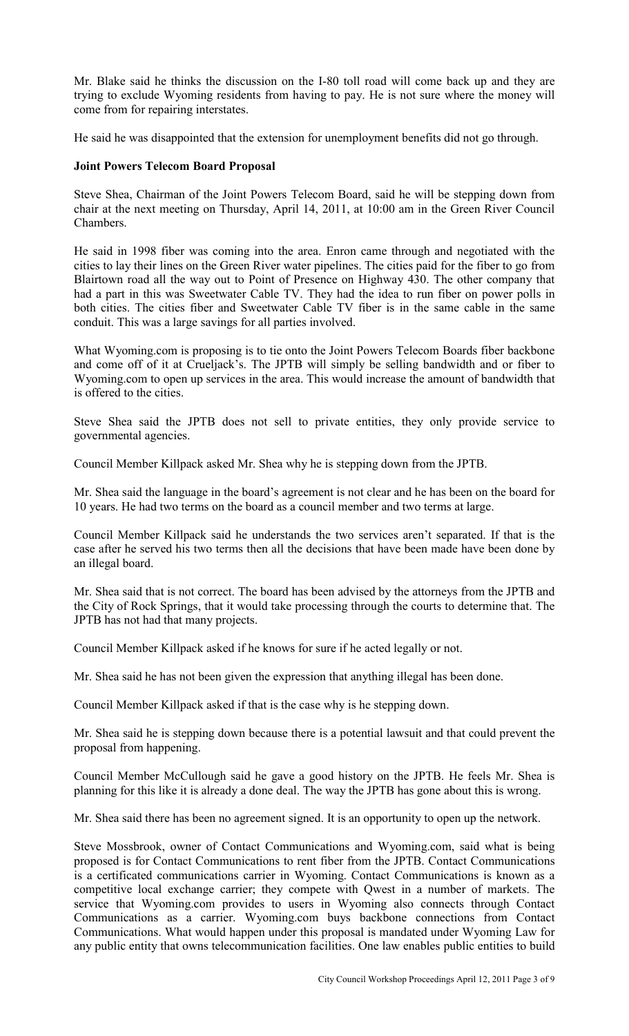Mr. Blake said he thinks the discussion on the I-80 toll road will come back up and they are trying to exclude Wyoming residents from having to pay. He is not sure where the money will come from for repairing interstates.

He said he was disappointed that the extension for unemployment benefits did not go through.

**Joint Powers Telecom Board Proposal**

Steve Shea, Chairman of the Joint Powers Telecom Board, said he will be stepping down from chair at the next meeting on Thursday, April 14, 2011, at 10:00 am in the Green River Council Chambers.

He said in 1998 fiber was coming into the area. Enron came through and negotiated with the cities to lay their lines on the Green River water pipelines. The cities paid for the fiber to go from Blairtown road all the way out to Point of Presence on Highway 430. The other company that had a part in this was Sweetwater Cable TV. They had the idea to run fiber on power polls in both cities. The cities fiber and Sweetwater Cable TV fiber is in the same cable in the same conduit. This was a large savings for all parties involved.

What Wyoming.com is proposing is to tie onto the Joint Powers Telecom Boards fiber backbone and come off of it at Crueljack's. The JPTB will simply be selling bandwidth and or fiber to Wyoming.com to open up services in the area. This would increase the amount of bandwidth that is offered to the cities.

Steve Shea said the JPTB does not sell to private entities, they only provide service to governmental agencies.

Council Member Killpack asked Mr. Shea why he is stepping down from the JPTB.

Mr. Shea said the language in the board's agreement is not clear and he has been on the board for 10 years. He had two terms on the board as a council member and two terms at large.

Council Member Killpack said he understands the two services aren't separated. If that is the case after he served his two terms then all the decisions that have been made have been done by an illegal board.

Mr. Shea said that is not correct. The board has been advised by the attorneys from the JPTB and the City of Rock Springs, that it would take processing through the courts to determine that. The JPTB has not had that many projects.

Council Member Killpack asked if he knows for sure if he acted legally or not.

Mr. Shea said he has not been given the expression that anything illegal has been done.

Council Member Killpack asked if that is the case why is he stepping down.

Mr. Shea said he is stepping down because there is a potential lawsuit and that could prevent the proposal from happening.

Council Member McCullough said he gave a good history on the JPTB. He feels Mr. Shea is planning for this like it is already a done deal. The way the JPTB has gone about this is wrong.

Mr. Shea said there has been no agreement signed. It is an opportunity to open up the network.

Steve Mossbrook, owner of Contact Communications and Wyoming.com, said what is being proposed is for Contact Communications to rent fiber from the JPTB. Contact Communications is a certificated communications carrier in Wyoming. Contact Communications is known as a competitive local exchange carrier; they compete with Qwest in a number of markets. The service that Wyoming.com provides to users in Wyoming also connects through Contact Communications as a carrier. Wyoming.com buys backbone connections from Contact Communications. What would happen under this proposal is mandated under Wyoming Law for any public entity that owns telecommunication facilities. One law enables public entities to build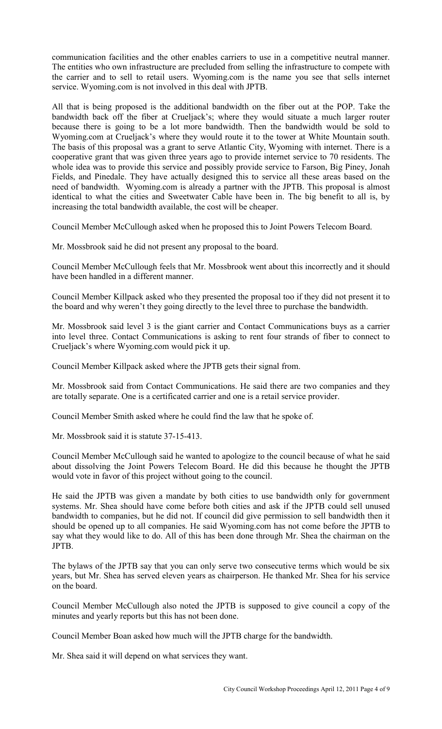communication facilities and the other enables carriers to use in a competitive neutral manner. The entities who own infrastructure are precluded from selling the infrastructure to compete with the carrier and to sell to retail users. Wyoming.com is the name you see that sells internet service. Wyoming.com is not involved in this deal with JPTB.

All that is being proposed is the additional bandwidth on the fiber out at the POP. Take the bandwidth back off the fiber at Crueljack's; where they would situate a much larger router because there is going to be a lot more bandwidth. Then the bandwidth would be sold to Wyoming.com at Crueljack's where they would route it to the tower at White Mountain south. The basis of this proposal was a grant to serve Atlantic City, Wyoming with internet. There is a cooperative grant that was given three years ago to provide internet service to 70 residents. The whole idea was to provide this service and possibly provide service to Farson, Big Piney, Jonah Fields, and Pinedale. They have actually designed this to service all these areas based on the need of bandwidth. Wyoming.com is already a partner with the JPTB. This proposal is almost identical to what the cities and Sweetwater Cable have been in. The big benefit to all is, by increasing the total bandwidth available, the cost will be cheaper.

Council Member McCullough asked when he proposed this to Joint Powers Telecom Board.

Mr. Mossbrook said he did not present any proposal to the board.

Council Member McCullough feels that Mr. Mossbrook went about this incorrectly and it should have been handled in a different manner.

Council Member Killpack asked who they presented the proposal too if they did not present it to the board and why weren't they going directly to the level three to purchase the bandwidth.

Mr. Mossbrook said level 3 is the giant carrier and Contact Communications buys as a carrier into level three. Contact Communications is asking to rent four strands of fiber to connect to Crueljack's where Wyoming.com would pick it up.

Council Member Killpack asked where the JPTB gets their signal from.

Mr. Mossbrook said from Contact Communications. He said there are two companies and they are totally separate. One is a certificated carrier and one is a retail service provider.

Council Member Smith asked where he could find the law that he spoke of.

Mr. Mossbrook said it is statute 37-15-413.

Council Member McCullough said he wanted to apologize to the council because of what he said about dissolving the Joint Powers Telecom Board. He did this because he thought the JPTB would vote in favor of this project without going to the council.

He said the JPTB was given a mandate by both cities to use bandwidth only for government systems. Mr. Shea should have come before both cities and ask if the JPTB could sell unused bandwidth to companies, but he did not. If council did give permission to sell bandwidth then it should be opened up to all companies. He said Wyoming.com has not come before the JPTB to say what they would like to do. All of this has been done through Mr. Shea the chairman on the JPTB.

The bylaws of the JPTB say that you can only serve two consecutive terms which would be six years, but Mr. Shea has served eleven years as chairperson. He thanked Mr. Shea for his service on the board.

Council Member McCullough also noted the JPTB is supposed to give council a copy of the minutes and yearly reports but this has not been done.

Council Member Boan asked how much will the JPTB charge for the bandwidth.

Mr. Shea said it will depend on what services they want.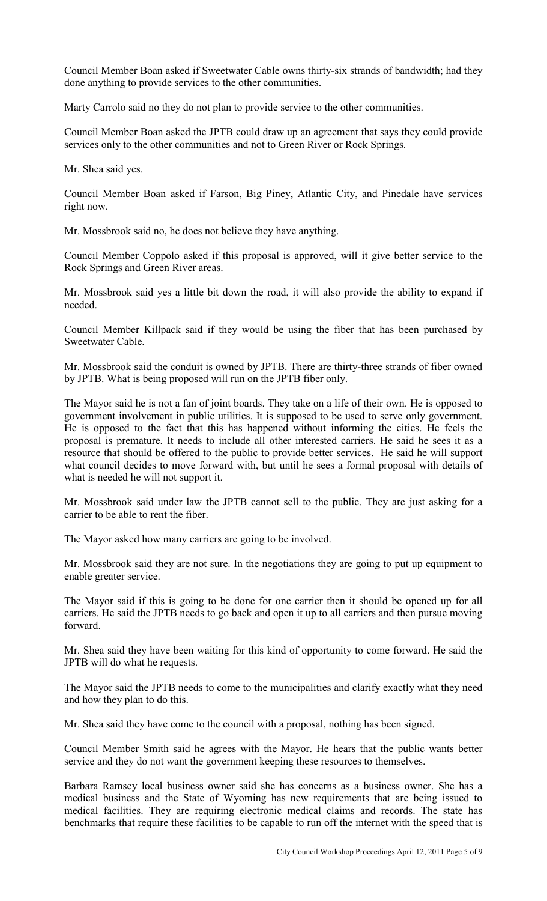Council Member Boan asked if Sweetwater Cable owns thirty-six strands of bandwidth; had they done anything to provide services to the other communities.

Marty Carrolo said no they do not plan to provide service to the other communities.

Council Member Boan asked the JPTB could draw up an agreement that says they could provide services only to the other communities and not to Green River or Rock Springs.

Mr. Shea said yes.

Council Member Boan asked if Farson, Big Piney, Atlantic City, and Pinedale have services right now.

Mr. Mossbrook said no, he does not believe they have anything.

Council Member Coppolo asked if this proposal is approved, will it give better service to the Rock Springs and Green River areas.

Mr. Mossbrook said yes a little bit down the road, it will also provide the ability to expand if needed.

Council Member Killpack said if they would be using the fiber that has been purchased by Sweetwater Cable.

Mr. Mossbrook said the conduit is owned by JPTB. There are thirty-three strands of fiber owned by JPTB. What is being proposed will run on the JPTB fiber only.

The Mayor said he is not a fan of joint boards. They take on a life of their own. He is opposed to government involvement in public utilities. It is supposed to be used to serve only government. He is opposed to the fact that this has happened without informing the cities. He feels the proposal is premature. It needs to include all other interested carriers. He said he sees it as a resource that should be offered to the public to provide better services. He said he will support what council decides to move forward with, but until he sees a formal proposal with details of what is needed he will not support it.

Mr. Mossbrook said under law the JPTB cannot sell to the public. They are just asking for a carrier to be able to rent the fiber.

The Mayor asked how many carriers are going to be involved.

Mr. Mossbrook said they are not sure. In the negotiations they are going to put up equipment to enable greater service.

The Mayor said if this is going to be done for one carrier then it should be opened up for all carriers. He said the JPTB needs to go back and open it up to all carriers and then pursue moving forward.

Mr. Shea said they have been waiting for this kind of opportunity to come forward. He said the JPTB will do what he requests.

The Mayor said the JPTB needs to come to the municipalities and clarify exactly what they need and how they plan to do this.

Mr. Shea said they have come to the council with a proposal, nothing has been signed.

Council Member Smith said he agrees with the Mayor. He hears that the public wants better service and they do not want the government keeping these resources to themselves.

Barbara Ramsey local business owner said she has concerns as a business owner. She has a medical business and the State of Wyoming has new requirements that are being issued to medical facilities. They are requiring electronic medical claims and records. The state has benchmarks that require these facilities to be capable to run off the internet with the speed that is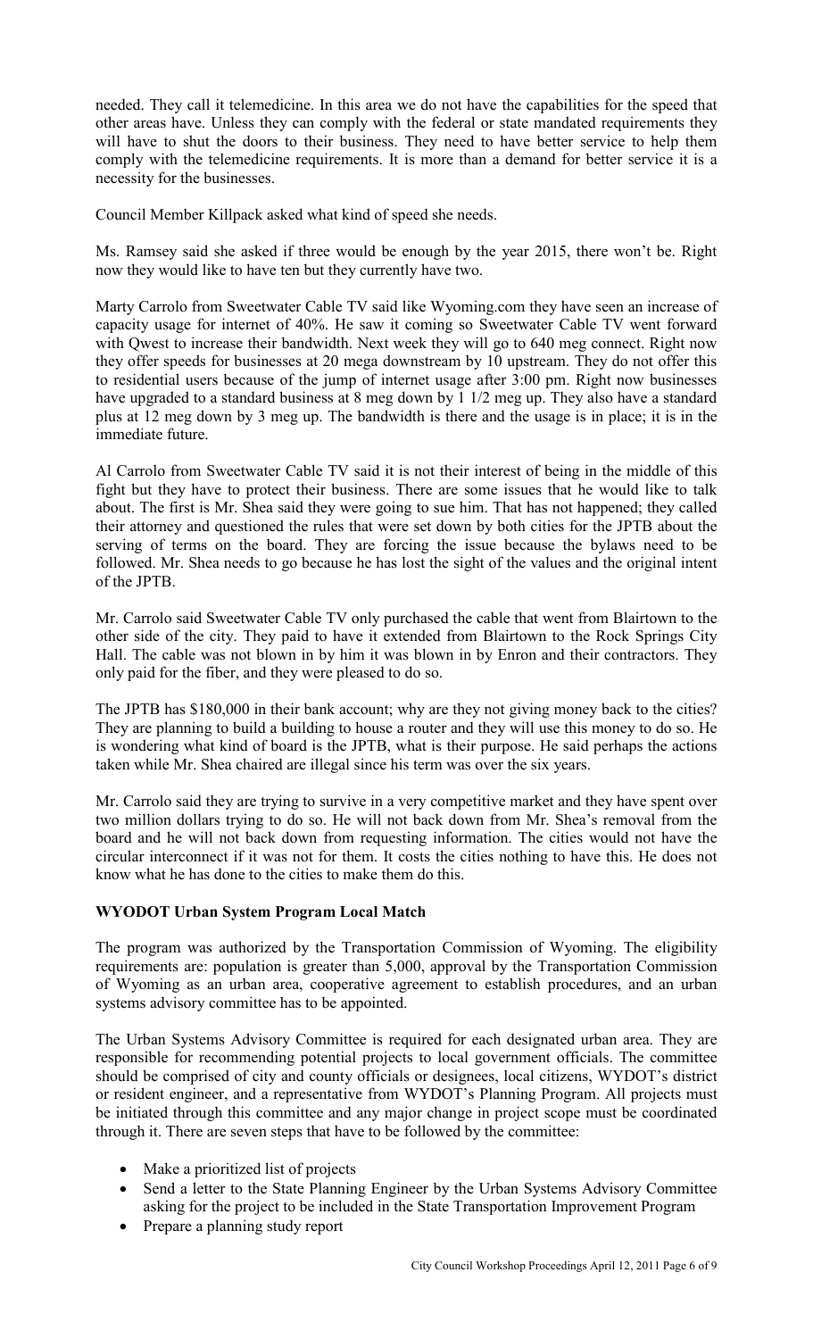needed. They call it telemedicine. In this area we do not have the capabilities for the speed that other areas have. Unless they can comply with the federal or state mandated requirements they will have to shut the doors to their business. They need to have better service to help them comply with the telemedicine requirements. It is more than a demand for better service it is a necessity for the businesses.

Council Member Killpack asked what kind of speed she needs.

Ms. Ramsey said she asked if three would be enough by the year 2015, there won't be. Right now they would like to have ten but they currently have two.

Marty Carrolo from Sweetwater Cable TV said like Wyoming.com they have seen an increase of capacity usage for internet of 40%. He saw it coming so Sweetwater Cable TV went forward with Qwest to increase their bandwidth. Next week they will go to 640 meg connect. Right now they offer speeds for businesses at 20 mega downstream by 10 upstream. They do not offer this to residential users because of the jump of internet usage after 3:00 pm. Right now businesses have upgraded to a standard business at 8 meg down by 1 1/2 meg up. They also have a standard plus at 12 meg down by 3 meg up. The bandwidth is there and the usage is in place; it is in the immediate future.

Al Carrolo from Sweetwater Cable TV said it is not their interest of being in the middle of this fight but they have to protect their business. There are some issues that he would like to talk about. The first is Mr. Shea said they were going to sue him. That has not happened; they called their attorney and questioned the rules that were set down by both cities for the JPTB about the serving of terms on the board. They are forcing the issue because the bylaws need to be followed. Mr. Shea needs to go because he has lost the sight of the values and the original intent of the JPTB.

Mr. Carrolo said Sweetwater Cable TV only purchased the cable that went from Blairtown to the other side of the city. They paid to have it extended from Blairtown to the Rock Springs City Hall. The cable was not blown in by him it was blown in by Enron and their contractors. They only paid for the fiber, and they were pleased to do so.

The JPTB has $180,000 in their bank account; why are they not giving money back to the cities? They are planning to build a building to house a router and they will use this money to do so. He is wondering what kind of board is the JPTB, what is their purpose. He said perhaps the actions taken while Mr. Shea chaired are illegal since his term was over the six years.

Mr. Carrolo said they are trying to survive in a very competitive market and they have spent over two million dollars trying to do so. He will not back down from Mr. Shea's removal from the board and he will not back down from requesting information. The cities would not have the circular interconnect if it was not for them. It costs the cities nothing to have this. He does not know what he has done to the cities to make them do this.

**WYODOT Urban System Program Local Match**

The program was authorized by the Transportation Commission of Wyoming. The eligibility requirements are: population is greater than 5,000, approval by the Transportation Commission of Wyoming as an urban area, cooperative agreement to establish procedures, and an urban systems advisory committee has to be appointed.

The Urban Systems Advisory Committee is required for each designated urban area. They are responsible for recommending potential projects to local government officials. The committee should be comprised of city and county officials or designees, local citizens, WYDOT's district or resident engineer, and a representative from WYDOT's Planning Program. All projects must be initiated through this committee and any major change in project scope must be coordinated through it. There are seven steps that have to be followed by the committee:

- Make a prioritized list of projects
- Send a letter to the State Planning Engineer by the Urban Systems Advisory Committee asking for the project to be included in the State Transportation Improvement Program
- Prepare a planning study report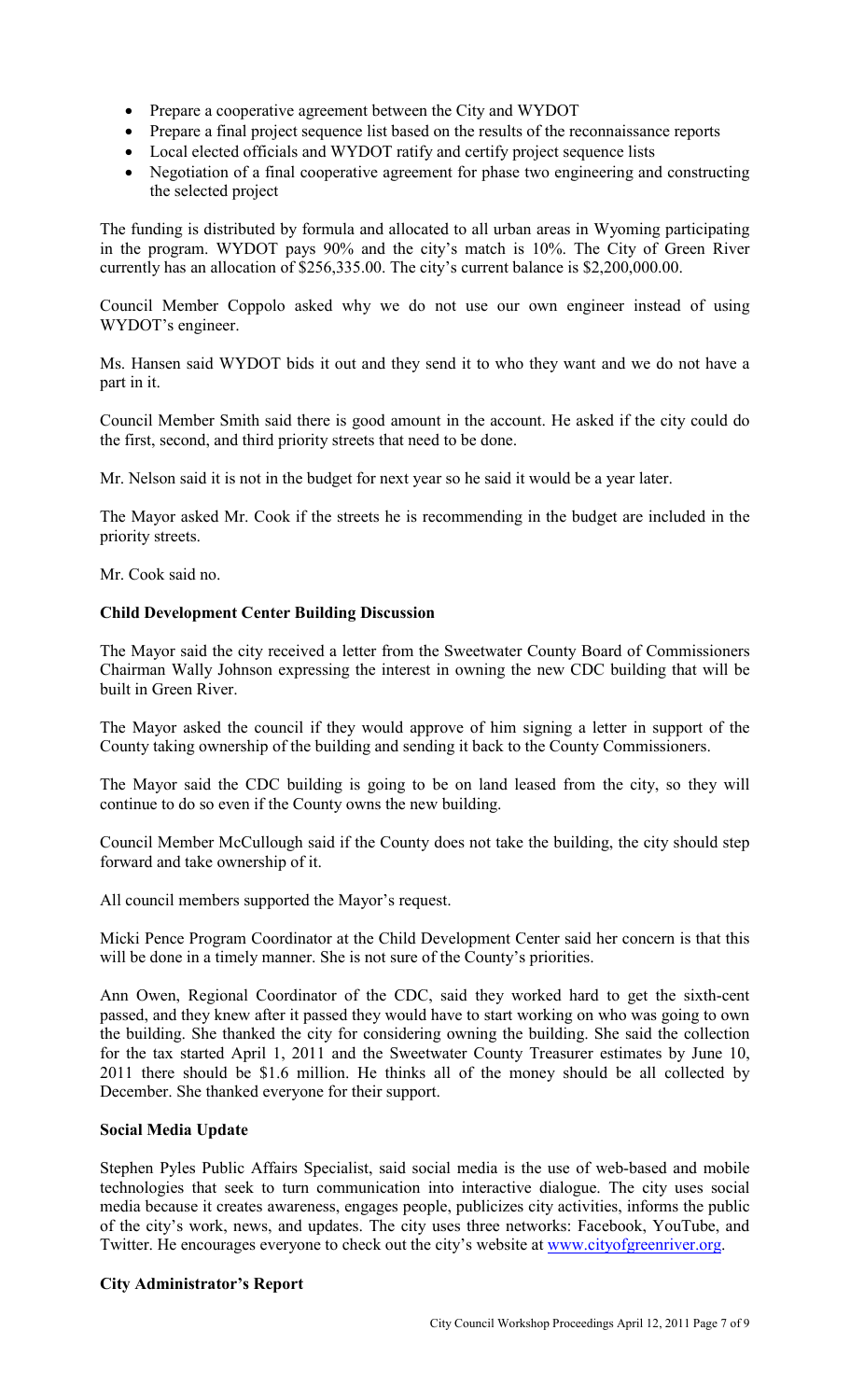- Prepare a cooperative agreement between the City and WYDOT
- Prepare a final project sequence list based on the results of the reconnaissance reports
- Local elected officials and WYDOT ratify and certify project sequence lists
- Negotiation of a final cooperative agreement for phase two engineering and constructing the selected project

The funding is distributed by formula and allocated to all urban areas in Wyoming participating in the program. WYDOT pays 90% and the city's match is 10%. The City of Green River currently has an allocation of $256,335.00. The city's current balance is $2,200,000.00.

Council Member Coppolo asked why we do not use our own engineer instead of using WYDOT's engineer.

Ms. Hansen said WYDOT bids it out and they send it to who they want and we do not have a part in it.

Council Member Smith said there is good amount in the account. He asked if the city could do the first, second, and third priority streets that need to be done.

Mr. Nelson said it is not in the budget for next year so he said it would be a year later.

The Mayor asked Mr. Cook if the streets he is recommending in the budget are included in the priority streets.

Mr. Cook said no.

**Child Development Center Building Discussion**

The Mayor said the city received a letter from the Sweetwater County Board of Commissioners Chairman Wally Johnson expressing the interest in owning the new CDC building that will be built in Green River.

The Mayor asked the council if they would approve of him signing a letter in support of the County taking ownership of the building and sending it back to the County Commissioners.

The Mayor said the CDC building is going to be on land leased from the city, so they will continue to do so even if the County owns the new building.

Council Member McCullough said if the County does not take the building, the city should step forward and take ownership of it.

All council members supported the Mayor's request.

Micki Pence Program Coordinator at the Child Development Center said her concern is that this will be done in a timely manner. She is not sure of the County's priorities.

Ann Owen, Regional Coordinator of the CDC, said they worked hard to get the sixth-cent passed, and they knew after it passed they would have to start working on who was going to own the building. She thanked the city for considering owning the building. She said the collection for the tax started April 1, 2011 and the Sweetwater County Treasurer estimates by June 10, 2011 there should be $1.6 million. He thinks all of the money should be all collected by December. She thanked everyone for their support.

**Social Media Update**

Stephen Pyles Public Affairs Specialist, said social media is the use of web-based and mobile technologies that seek to turn communication into interactive dialogue. The city uses social media because it creates awareness, engages people, publicizes city activities, informs the public of the city's work, news, and updates. The city uses three networks: Facebook, YouTube, and Twitter. He encourages everyone to check out the city's website at www.cityofgreenriver.org.

**City Administrator's Report**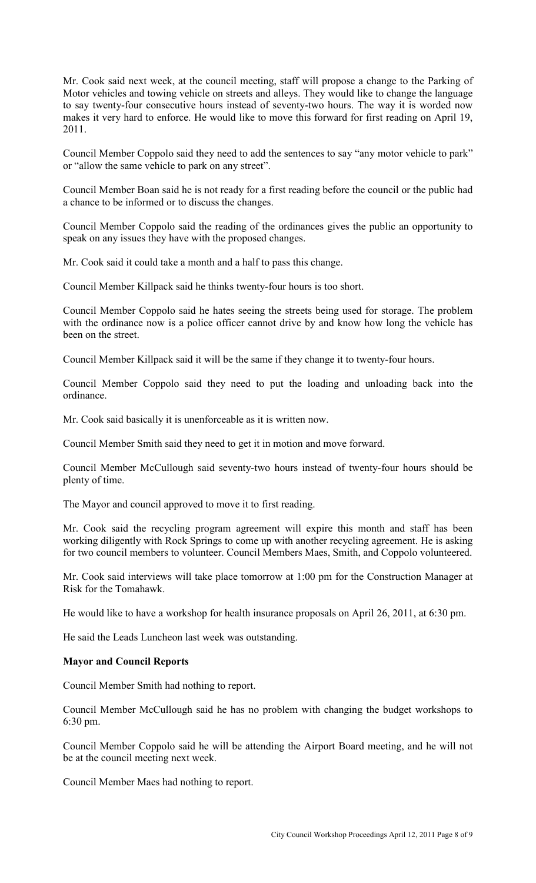Mr. Cook said next week, at the council meeting, staff will propose a change to the Parking of Motor vehicles and towing vehicle on streets and alleys. They would like to change the language to say twenty-four consecutive hours instead of seventy-two hours. The way it is worded now makes it very hard to enforce. He would like to move this forward for first reading on April 19, 2011.

Council Member Coppolo said they need to add the sentences to say "any motor vehicle to park" or "allow the same vehicle to park on any street".

Council Member Boan said he is not ready for a first reading before the council or the public had a chance to be informed or to discuss the changes.

Council Member Coppolo said the reading of the ordinances gives the public an opportunity to speak on any issues they have with the proposed changes.

Mr. Cook said it could take a month and a half to pass this change.

Council Member Killpack said he thinks twenty-four hours is too short.

Council Member Coppolo said he hates seeing the streets being used for storage. The problem with the ordinance now is a police officer cannot drive by and know how long the vehicle has been on the street.

Council Member Killpack said it will be the same if they change it to twenty-four hours.

Council Member Coppolo said they need to put the loading and unloading back into the ordinance.

Mr. Cook said basically it is unenforceable as it is written now.

Council Member Smith said they need to get it in motion and move forward.

Council Member McCullough said seventy-two hours instead of twenty-four hours should be plenty of time.

The Mayor and council approved to move it to first reading.

Mr. Cook said the recycling program agreement will expire this month and staff has been working diligently with Rock Springs to come up with another recycling agreement. He is asking for two council members to volunteer. Council Members Maes, Smith, and Coppolo volunteered.

Mr. Cook said interviews will take place tomorrow at 1:00 pm for the Construction Manager at Risk for the Tomahawk.

He would like to have a workshop for health insurance proposals on April 26, 2011, at 6:30 pm.

He said the Leads Luncheon last week was outstanding.

**Mayor and Council Reports**

Council Member Smith had nothing to report.

Council Member McCullough said he has no problem with changing the budget workshops to 6:30 pm.

Council Member Coppolo said he will be attending the Airport Board meeting, and he will not be at the council meeting next week.

Council Member Maes had nothing to report.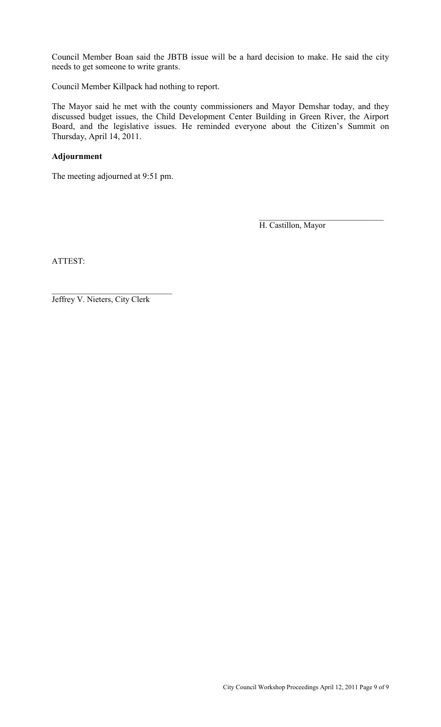Council Member Boan said the JBTB issue will be a hard decision to make. He said the city needs to get someone to write grants.

Council Member Killpack had nothing to report.

The Mayor said he met with the county commissioners and Mayor Demshar today, and they discussed budget issues, the Child Development Center Building in Green River, the Airport Board, and the legislative issues. He reminded everyone about the Citizen's Summit on Thursday, April 14, 2011.

**Adjournment**

The meeting adjourned at 9:51 pm.

\_\_\_\_\_\_\_\_\_\_\_\_\_\_\_\_\_\_\_\_\_\_\_\_\_\_\_\_\_\_
H. Castillon, Mayor

ATTEST:

\_\_\_\_\_\_\_\_\_\_\_\_\_\_\_\_\_\_\_\_\_\_\_\_\_\_\_\_\_\_
Jeffrey V. Nieters, City Clerk